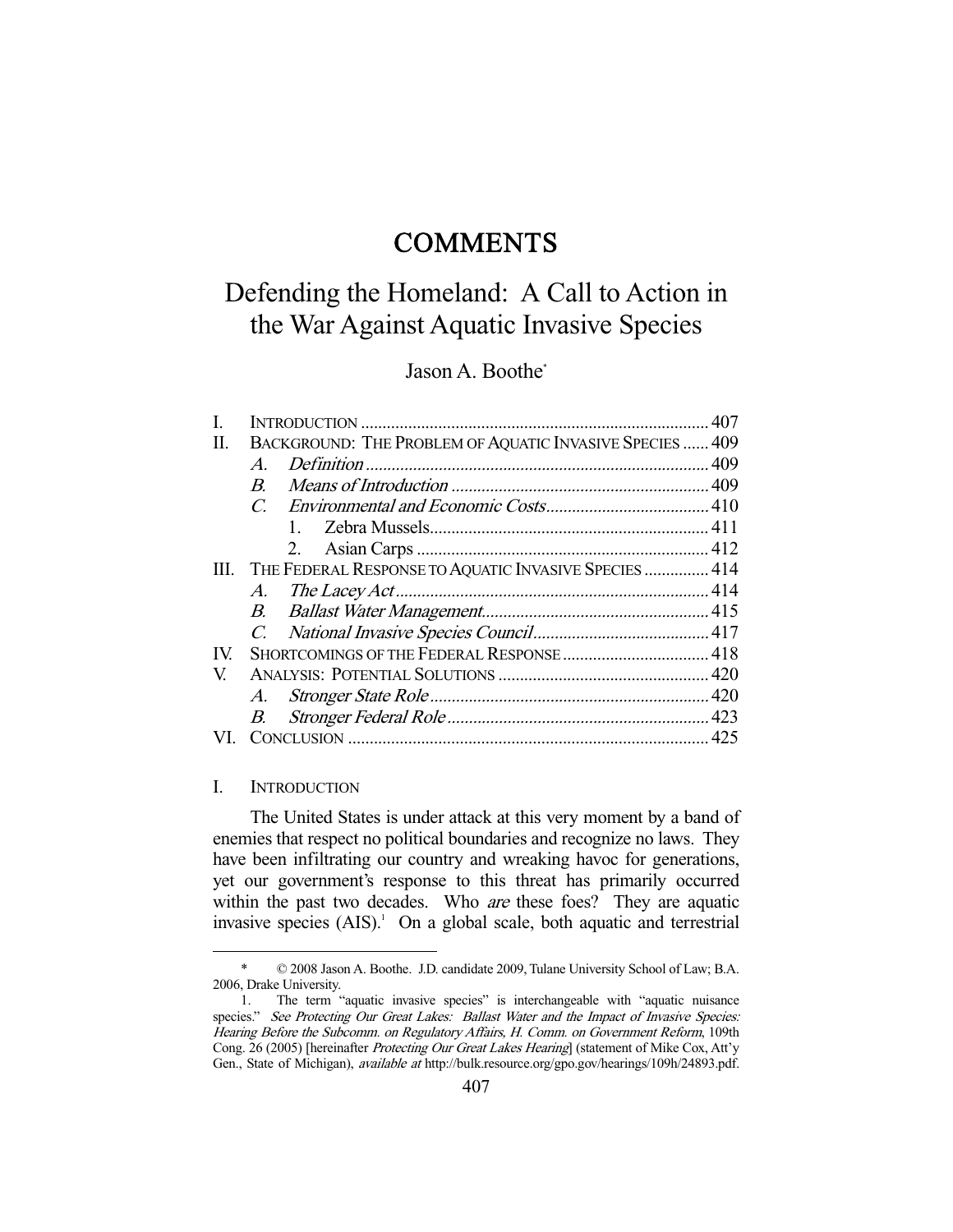# COMMENTS

## Defending the Homeland: A Call to Action in the War Against Aquatic Invasive Species

Jason A. Boothe*

| | | |
|---|---|---|
| I. | INTRODUCTION | 407 |
| II. | BACKGROUND: THE PROBLEM OF AQUATIC INVASIVE SPECIES | 409 |
| | A. *Definition* | 409 |
| | B. *Means of Introduction* | 409 |
| | C. *Environmental and Economic Costs* | 410 |
| | 1. Zebra Mussels | 411 |
| | 2. Asian Carps | 412 |
| III. | THE FEDERAL RESPONSE TO AQUATIC INVASIVE SPECIES | 414 |
| | A. *The Lacey Act* | 414 |
| | B. *Ballast Water Management* | 415 |
| | C. *National Invasive Species Council* | 417 |
| IV. | SHORTCOMINGS OF THE FEDERAL RESPONSE | 418 |
| V. | ANALYSIS: POTENTIAL SOLUTIONS | 420 |
| | A. *Stronger State Role* | 420 |
| | B. *Stronger Federal Role* | 423 |
| VI. | CONCLUSION | 425 |

### I. INTRODUCTION

The United States is under attack at this very moment by a band of enemies that respect no political boundaries and recognize no laws. They have been infiltrating our country and wreaking havoc for generations, yet our government's response to this threat has primarily occurred within the past two decades. Who *are* these foes? They are aquatic invasive species (AIS).[1] On a global scale, both aquatic and terrestrial

---

\* © 2008 Jason A. Boothe. J.D. candidate 2009, Tulane University School of Law; B.A. 2006, Drake University.

1. The term "aquatic invasive species" is interchangeable with "aquatic nuisance species." *See Protecting Our Great Lakes: Ballast Water and the Impact of Invasive Species: Hearing Before the Subcomm. on Regulatory Affairs, H. Comm. on Government Reform*, 109th Cong. 26 (2005) [hereinafter *Protecting Our Great Lakes Hearing*] (statement of Mike Cox, Att'y Gen., State of Michigan), *available at* http://bulk.resource.org/gpo.gov/hearings/109h/24893.pdf.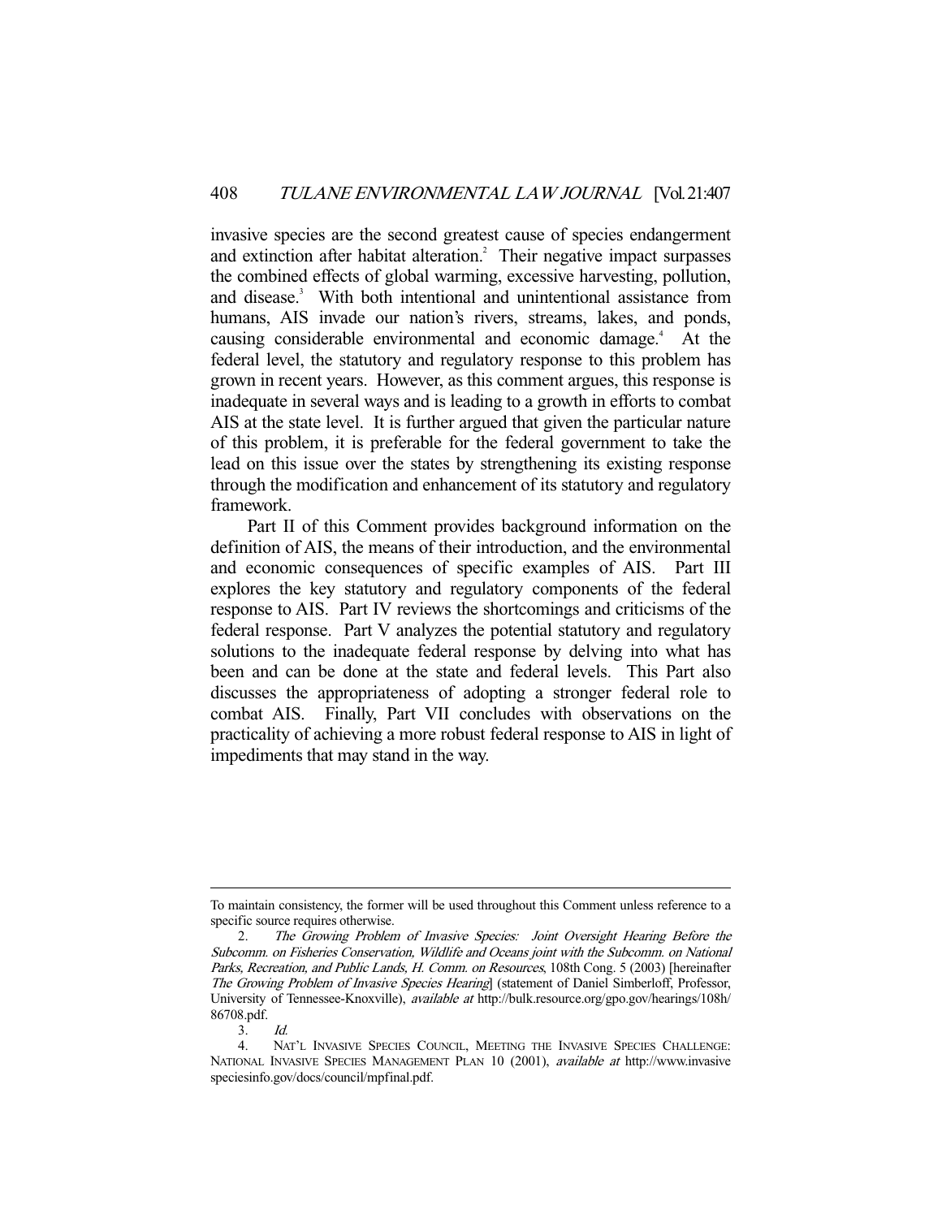invasive species are the second greatest cause of species endangerment and extinction after habitat alteration.[2] Their negative impact surpasses the combined effects of global warming, excessive harvesting, pollution, and disease.[3] With both intentional and unintentional assistance from humans, AIS invade our nation's rivers, streams, lakes, and ponds, causing considerable environmental and economic damage.[4] At the federal level, the statutory and regulatory response to this problem has grown in recent years. However, as this comment argues, this response is inadequate in several ways and is leading to a growth in efforts to combat AIS at the state level. It is further argued that given the particular nature of this problem, it is preferable for the federal government to take the lead on this issue over the states by strengthening its existing response through the modification and enhancement of its statutory and regulatory framework.

Part II of this Comment provides background information on the definition of AIS, the means of their introduction, and the environmental and economic consequences of specific examples of AIS. Part III explores the key statutory and regulatory components of the federal response to AIS. Part IV reviews the shortcomings and criticisms of the federal response. Part V analyzes the potential statutory and regulatory solutions to the inadequate federal response by delving into what has been and can be done at the state and federal levels. This Part also discusses the appropriateness of adopting a stronger federal role to combat AIS. Finally, Part VII concludes with observations on the practicality of achieving a more robust federal response to AIS in light of impediments that may stand in the way.

---

To maintain consistency, the former will be used throughout this Comment unless reference to a specific source requires otherwise.

2. *The Growing Problem of Invasive Species: Joint Oversight Hearing Before the Subcomm. on Fisheries Conservation, Wildlife and Oceans joint with the Subcomm. on National Parks, Recreation, and Public Lands, H. Comm. on Resources*, 108th Cong. 5 (2003) [hereinafter *The Growing Problem of Invasive Species Hearing*] (statement of Daniel Simberloff, Professor, University of Tennessee-Knoxville), *available at* http://bulk.resource.org/gpo.gov/hearings/108h/86708.pdf.

3. *Id.*

4. NAT'L INVASIVE SPECIES COUNCIL, MEETING THE INVASIVE SPECIES CHALLENGE: NATIONAL INVASIVE SPECIES MANAGEMENT PLAN 10 (2001), *available at* http://www.invasivespeciesinfo.gov/docs/council/mpfinal.pdf.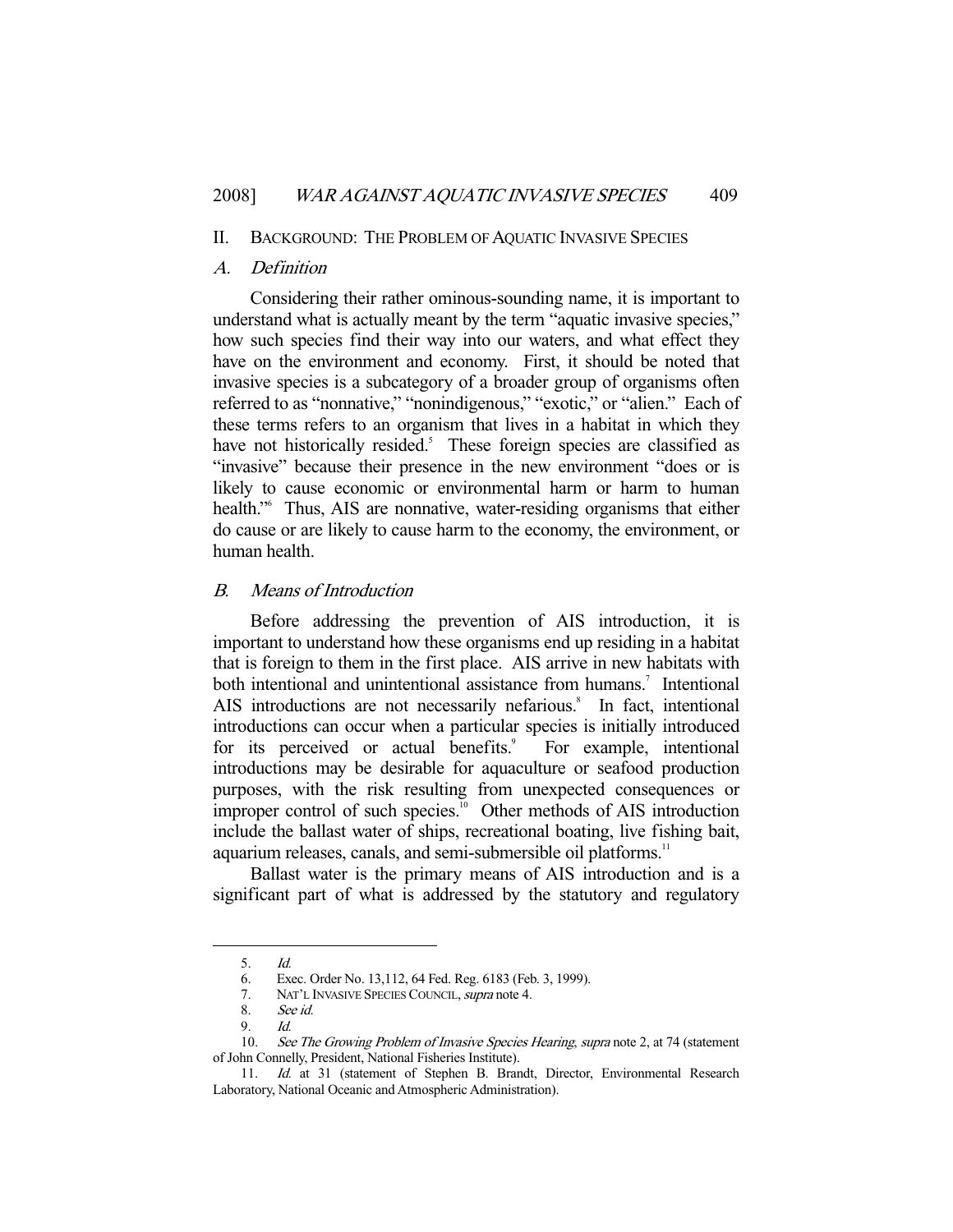## II. BACKGROUND: THE PROBLEM OF AQUATIC INVASIVE SPECIES

### *A. Definition*

Considering their rather ominous-sounding name, it is important to understand what is actually meant by the term "aquatic invasive species," how such species find their way into our waters, and what effect they have on the environment and economy. First, it should be noted that invasive species is a subcategory of a broader group of organisms often referred to as "nonnative," "nonindigenous," "exotic," or "alien." Each of these terms refers to an organism that lives in a habitat in which they have not historically resided.[5] These foreign species are classified as "invasive" because their presence in the new environment "does or is likely to cause economic or environmental harm or harm to human health."[6] Thus, AIS are nonnative, water-residing organisms that either do cause or are likely to cause harm to the economy, the environment, or human health.

### *B. Means of Introduction*

Before addressing the prevention of AIS introduction, it is important to understand how these organisms end up residing in a habitat that is foreign to them in the first place. AIS arrive in new habitats with both intentional and unintentional assistance from humans.[7] Intentional AIS introductions are not necessarily nefarious.[8] In fact, intentional introductions can occur when a particular species is initially introduced for its perceived or actual benefits.[9] For example, intentional introductions may be desirable for aquaculture or seafood production purposes, with the risk resulting from unexpected consequences or improper control of such species.[10] Other methods of AIS introduction include the ballast water of ships, recreational boating, live fishing bait, aquarium releases, canals, and semi-submersible oil platforms.[11]

Ballast water is the primary means of AIS introduction and is a significant part of what is addressed by the statutory and regulatory

---

5. *Id.*
6. Exec. Order No. 13,112, 64 Fed. Reg. 6183 (Feb. 3, 1999).
7. NAT'L INVASIVE SPECIES COUNCIL, *supra* note 4.
8. *See id.*
9. *Id.*
10. *See The Growing Problem of Invasive Species Hearing*, *supra* note 2, at 74 (statement of John Connelly, President, National Fisheries Institute).
11. *Id.* at 31 (statement of Stephen B. Brandt, Director, Environmental Research Laboratory, National Oceanic and Atmospheric Administration).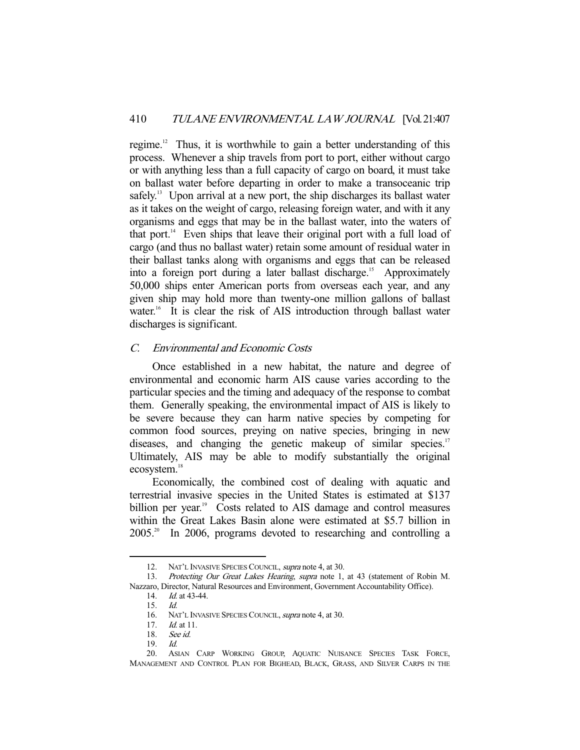regime.[12] Thus, it is worthwhile to gain a better understanding of this process. Whenever a ship travels from port to port, either without cargo or with anything less than a full capacity of cargo on board, it must take on ballast water before departing in order to make a transoceanic trip safely.[13] Upon arrival at a new port, the ship discharges its ballast water as it takes on the weight of cargo, releasing foreign water, and with it any organisms and eggs that may be in the ballast water, into the waters of that port.[14] Even ships that leave their original port with a full load of cargo (and thus no ballast water) retain some amount of residual water in their ballast tanks along with organisms and eggs that can be released into a foreign port during a later ballast discharge.[15] Approximately 50,000 ships enter American ports from overseas each year, and any given ship may hold more than twenty-one million gallons of ballast water.[16] It is clear the risk of AIS introduction through ballast water discharges is significant.

### *C. Environmental and Economic Costs*

Once established in a new habitat, the nature and degree of environmental and economic harm AIS cause varies according to the particular species and the timing and adequacy of the response to combat them. Generally speaking, the environmental impact of AIS is likely to be severe because they can harm native species by competing for common food sources, preying on native species, bringing in new diseases, and changing the genetic makeup of similar species.[17] Ultimately, AIS may be able to modify substantially the original ecosystem.[18]

Economically, the combined cost of dealing with aquatic and terrestrial invasive species in the United States is estimated at $137 billion per year.[19] Costs related to AIS damage and control measures within the Great Lakes Basin alone were estimated at $5.7 billion in 2005.[20] In 2006, programs devoted to researching and controlling a

---

12. NAT'L INVASIVE SPECIES COUNCIL, *supra* note 4, at 30.

13. *Protecting Our Great Lakes Hearing*, *supra* note 1, at 43 (statement of Robin M. Nazzaro, Director, Natural Resources and Environment, Government Accountability Office).

14. *Id.* at 43-44.

15. *Id.*

16. NAT'L INVASIVE SPECIES COUNCIL, *supra* note 4, at 30.

17. *Id.* at 11.

18. *See id.*

19. *Id.*

20. ASIAN CARP WORKING GROUP, AQUATIC NUISANCE SPECIES TASK FORCE, MANAGEMENT AND CONTROL PLAN FOR BIGHEAD, BLACK, GRASS, AND SILVER CARPS IN THE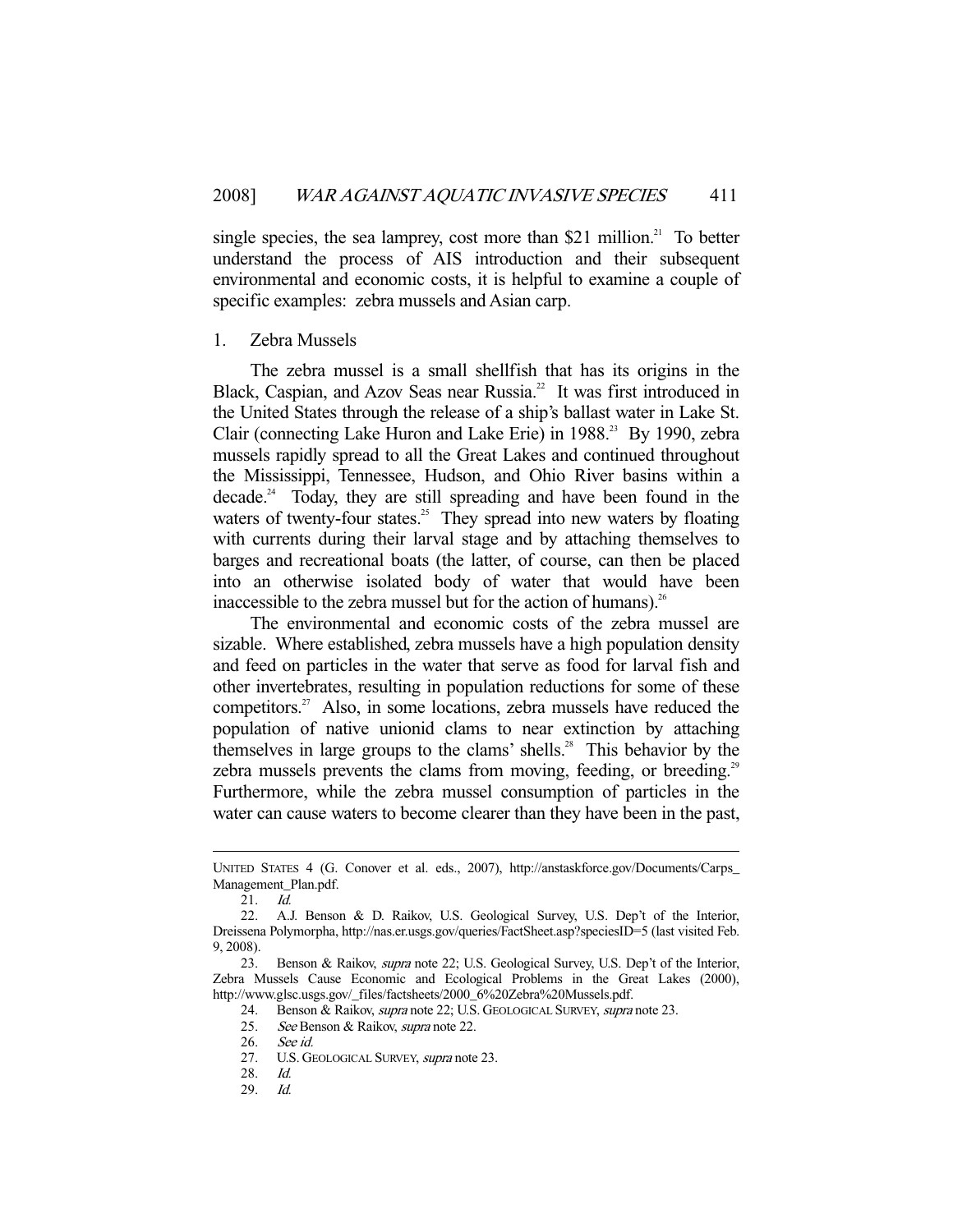single species, the sea lamprey, cost more than $21 million.[21] To better understand the process of AIS introduction and their subsequent environmental and economic costs, it is helpful to examine a couple of specific examples: zebra mussels and Asian carp.

### 1. Zebra Mussels

The zebra mussel is a small shellfish that has its origins in the Black, Caspian, and Azov Seas near Russia.[22] It was first introduced in the United States through the release of a ship's ballast water in Lake St. Clair (connecting Lake Huron and Lake Erie) in 1988.[23] By 1990, zebra mussels rapidly spread to all the Great Lakes and continued throughout the Mississippi, Tennessee, Hudson, and Ohio River basins within a decade.[24] Today, they are still spreading and have been found in the waters of twenty-four states.[25] They spread into new waters by floating with currents during their larval stage and by attaching themselves to barges and recreational boats (the latter, of course, can then be placed into an otherwise isolated body of water that would have been inaccessible to the zebra mussel but for the action of humans).[26]

The environmental and economic costs of the zebra mussel are sizable. Where established, zebra mussels have a high population density and feed on particles in the water that serve as food for larval fish and other invertebrates, resulting in population reductions for some of these competitors.[27] Also, in some locations, zebra mussels have reduced the population of native unionid clams to near extinction by attaching themselves in large groups to the clams' shells.[28] This behavior by the zebra mussels prevents the clams from moving, feeding, or breeding.[29] Furthermore, while the zebra mussel consumption of particles in the water can cause waters to become clearer than they have been in the past,

---

UNITED STATES 4 (G. Conover et al. eds., 2007), http://anstaskforce.gov/Documents/Carps_Management_Plan.pdf.

21. *Id.*

22. A.J. Benson & D. Raikov, U.S. Geological Survey, U.S. Dep't of the Interior, Dreissena Polymorpha, http://nas.er.usgs.gov/queries/FactSheet.asp?speciesID=5 (last visited Feb. 9, 2008).

23. Benson & Raikov, *supra* note 22; U.S. Geological Survey, U.S. Dep't of the Interior, Zebra Mussels Cause Economic and Ecological Problems in the Great Lakes (2000), http://www.glsc.usgs.gov/_files/factsheets/2000_6%20Zebra%20Mussels.pdf.

24. Benson & Raikov, *supra* note 22; U.S. GEOLOGICAL SURVEY, *supra* note 23.

25. *See* Benson & Raikov, *supra* note 22.

26. *See id.*

27. U.S. GEOLOGICAL SURVEY, *supra* note 23.

28. *Id.*

29. *Id.*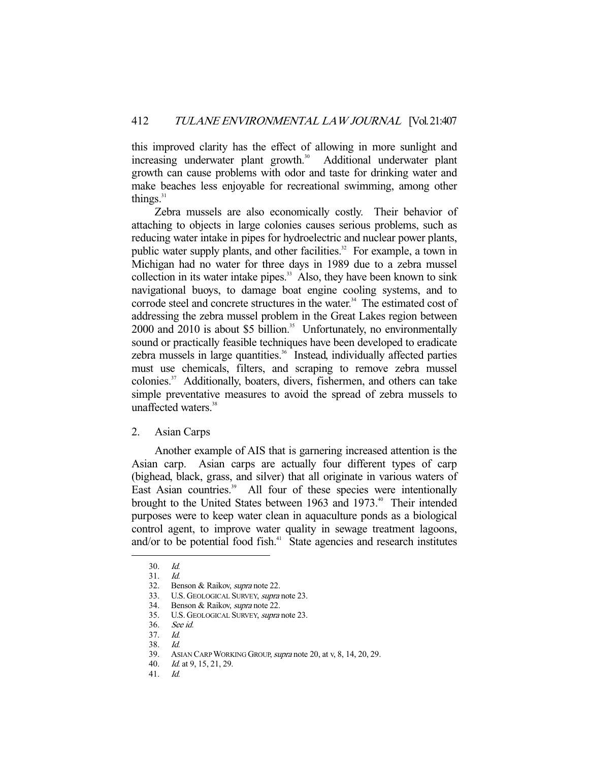this improved clarity has the effect of allowing in more sunlight and increasing underwater plant growth.[30] Additional underwater plant growth can cause problems with odor and taste for drinking water and make beaches less enjoyable for recreational swimming, among other things.[31]

Zebra mussels are also economically costly. Their behavior of attaching to objects in large colonies causes serious problems, such as reducing water intake in pipes for hydroelectric and nuclear power plants, public water supply plants, and other facilities.[32] For example, a town in Michigan had no water for three days in 1989 due to a zebra mussel collection in its water intake pipes.[33] Also, they have been known to sink navigational buoys, to damage boat engine cooling systems, and to corrode steel and concrete structures in the water.[34] The estimated cost of addressing the zebra mussel problem in the Great Lakes region between 2000 and 2010 is about $5 billion.[35] Unfortunately, no environmentally sound or practically feasible techniques have been developed to eradicate zebra mussels in large quantities.[36] Instead, individually affected parties must use chemicals, filters, and scraping to remove zebra mussel colonies.[37] Additionally, boaters, divers, fishermen, and others can take simple preventative measures to avoid the spread of zebra mussels to unaffected waters.[38]

### 2. Asian Carps

Another example of AIS that is garnering increased attention is the Asian carp. Asian carps are actually four different types of carp (bighead, black, grass, and silver) that all originate in various waters of East Asian countries.[39] All four of these species were intentionally brought to the United States between 1963 and 1973.[40] Their intended purposes were to keep water clean in aquaculture ponds as a biological control agent, to improve water quality in sewage treatment lagoons, and/or to be potential food fish.[41] State agencies and research institutes

---

30. *Id.*
31. *Id.*
32. Benson & Raikov, *supra* note 22.
33. U.S. GEOLOGICAL SURVEY, *supra* note 23.
34. Benson & Raikov, *supra* note 22.
35. U.S. GEOLOGICAL SURVEY, *supra* note 23.
36. *See id.*
37. *Id.*
38. *Id.*
39. ASIAN CARP WORKING GROUP, *supra* note 20, at v, 8, 14, 20, 29.
40. *Id.* at 9, 15, 21, 29.
41. *Id.*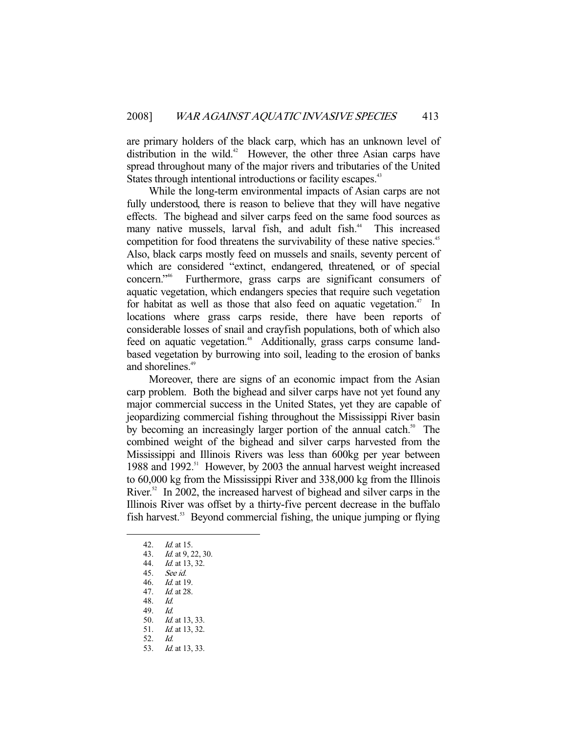are primary holders of the black carp, which has an unknown level of distribution in the wild.[42] However, the other three Asian carps have spread throughout many of the major rivers and tributaries of the United States through intentional introductions or facility escapes.[43]

While the long-term environmental impacts of Asian carps are not fully understood, there is reason to believe that they will have negative effects. The bighead and silver carps feed on the same food sources as many native mussels, larval fish, and adult fish.[44] This increased competition for food threatens the survivability of these native species.[45] Also, black carps mostly feed on mussels and snails, seventy percent of which are considered "extinct, endangered, threatened, or of special concern."[46] Furthermore, grass carps are significant consumers of aquatic vegetation, which endangers species that require such vegetation for habitat as well as those that also feed on aquatic vegetation.[47] In locations where grass carps reside, there have been reports of considerable losses of snail and crayfish populations, both of which also feed on aquatic vegetation.[48] Additionally, grass carps consume land-based vegetation by burrowing into soil, leading to the erosion of banks and shorelines.[49]

Moreover, there are signs of an economic impact from the Asian carp problem. Both the bighead and silver carps have not yet found any major commercial success in the United States, yet they are capable of jeopardizing commercial fishing throughout the Mississippi River basin by becoming an increasingly larger portion of the annual catch.[50] The combined weight of the bighead and silver carps harvested from the Mississippi and Illinois Rivers was less than 600kg per year between 1988 and 1992.[51] However, by 2003 the annual harvest weight increased to 60,000 kg from the Mississippi River and 338,000 kg from the Illinois River.[52] In 2002, the increased harvest of bighead and silver carps in the Illinois River was offset by a thirty-five percent decrease in the buffalo fish harvest.[53] Beyond commercial fishing, the unique jumping or flying

---

42. *Id.* at 15.
43. *Id.* at 9, 22, 30.
44. *Id.* at 13, 32.
45. *See id.*
46. *Id.* at 19.
47. *Id.* at 28.
48. *Id.*
49. *Id.*
50. *Id.* at 13, 33.
51. *Id.* at 13, 32.
52. *Id.*
53. *Id.* at 13, 33.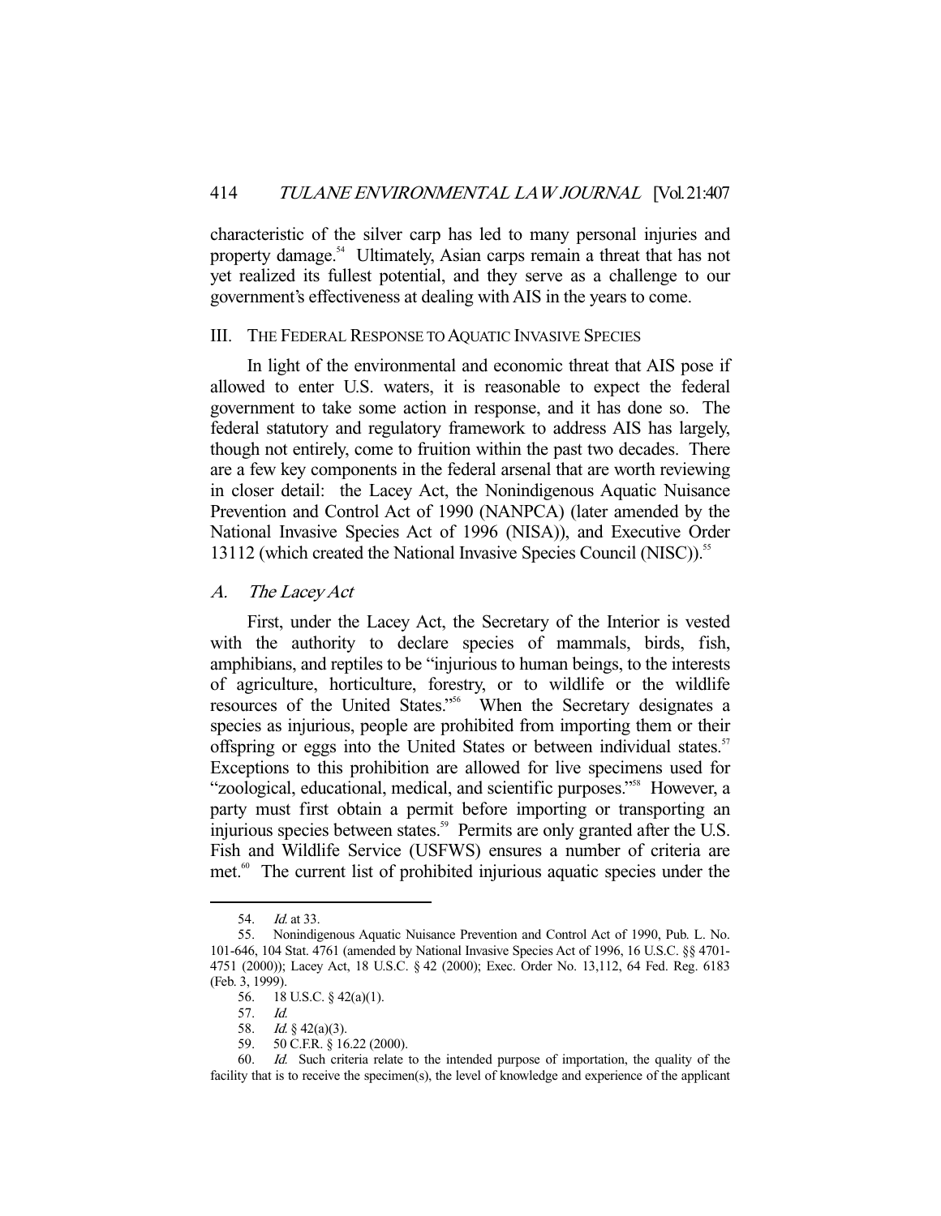characteristic of the silver carp has led to many personal injuries and property damage.[54] Ultimately, Asian carps remain a threat that has not yet realized its fullest potential, and they serve as a challenge to our government's effectiveness at dealing with AIS in the years to come.

## III. The Federal Response to Aquatic Invasive Species

In light of the environmental and economic threat that AIS pose if allowed to enter U.S. waters, it is reasonable to expect the federal government to take some action in response, and it has done so. The federal statutory and regulatory framework to address AIS has largely, though not entirely, come to fruition within the past two decades. There are a few key components in the federal arsenal that are worth reviewing in closer detail: the Lacey Act, the Nonindigenous Aquatic Nuisance Prevention and Control Act of 1990 (NANPCA) (later amended by the National Invasive Species Act of 1996 (NISA)), and Executive Order 13112 (which created the National Invasive Species Council (NISC)).[55]

### A. *The Lacey Act*

First, under the Lacey Act, the Secretary of the Interior is vested with the authority to declare species of mammals, birds, fish, amphibians, and reptiles to be "injurious to human beings, to the interests of agriculture, horticulture, forestry, or to wildlife or the wildlife resources of the United States."[56] When the Secretary designates a species as injurious, people are prohibited from importing them or their offspring or eggs into the United States or between individual states.[57] Exceptions to this prohibition are allowed for live specimens used for "zoological, educational, medical, and scientific purposes."[58] However, a party must first obtain a permit before importing or transporting an injurious species between states.[59] Permits are only granted after the U.S. Fish and Wildlife Service (USFWS) ensures a number of criteria are met.[60] The current list of prohibited injurious aquatic species under the

---

54. *Id.* at 33.

55. Nonindigenous Aquatic Nuisance Prevention and Control Act of 1990, Pub. L. No. 101-646, 104 Stat. 4761 (amended by National Invasive Species Act of 1996, 16 U.S.C. §§ 4701-4751 (2000)); Lacey Act, 18 U.S.C. § 42 (2000); Exec. Order No. 13,112, 64 Fed. Reg. 6183 (Feb. 3, 1999).

56. 18 U.S.C. § 42(a)(1).

57. *Id.*

58. *Id.* § 42(a)(3).

59. 50 C.F.R. § 16.22 (2000).

60. *Id.* Such criteria relate to the intended purpose of importation, the quality of the facility that is to receive the specimen(s), the level of knowledge and experience of the applicant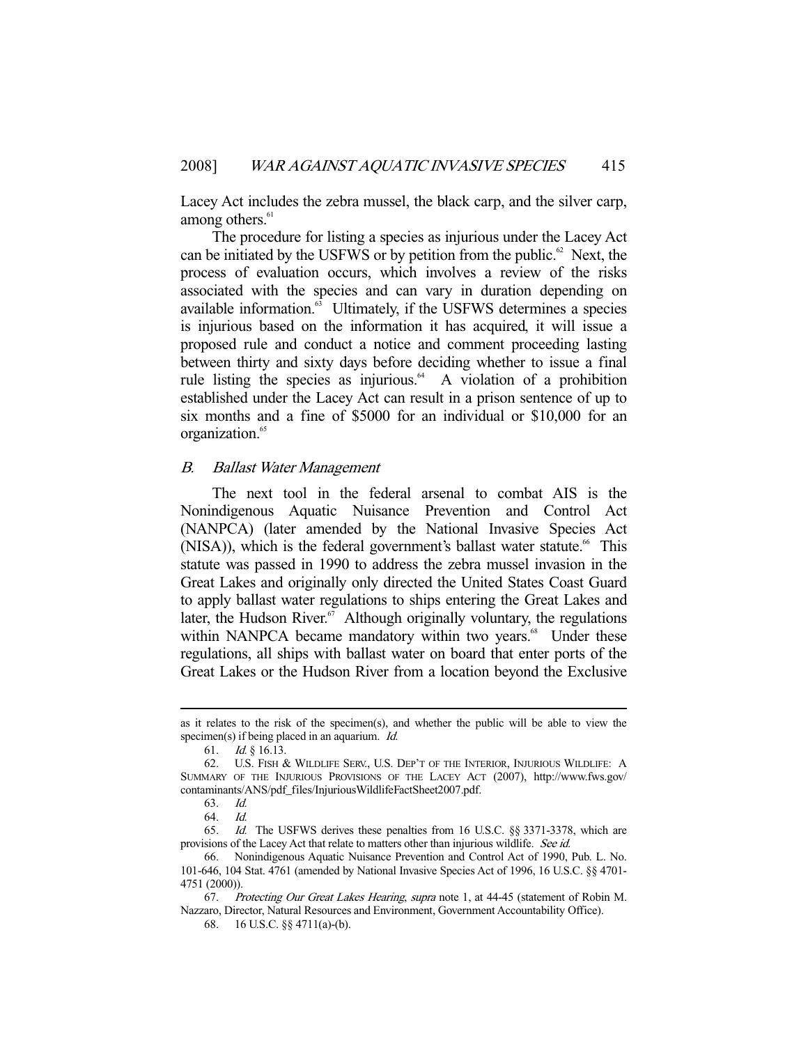Lacey Act includes the zebra mussel, the black carp, and the silver carp, among others.[61]

The procedure for listing a species as injurious under the Lacey Act can be initiated by the USFWS or by petition from the public.[62] Next, the process of evaluation occurs, which involves a review of the risks associated with the species and can vary in duration depending on available information.[63] Ultimately, if the USFWS determines a species is injurious based on the information it has acquired, it will issue a proposed rule and conduct a notice and comment proceeding lasting between thirty and sixty days before deciding whether to issue a final rule listing the species as injurious.[64] A violation of a prohibition established under the Lacey Act can result in a prison sentence of up to six months and a fine of $5000 for an individual or $10,000 for an organization.[65]

### *B. Ballast Water Management*

The next tool in the federal arsenal to combat AIS is the Nonindigenous Aquatic Nuisance Prevention and Control Act (NANPCA) (later amended by the National Invasive Species Act (NISA)), which is the federal government's ballast water statute.[66] This statute was passed in 1990 to address the zebra mussel invasion in the Great Lakes and originally only directed the United States Coast Guard to apply ballast water regulations to ships entering the Great Lakes and later, the Hudson River.[67] Although originally voluntary, the regulations within NANPCA became mandatory within two years.[68] Under these regulations, all ships with ballast water on board that enter ports of the Great Lakes or the Hudson River from a location beyond the Exclusive

---

as it relates to the risk of the specimen(s), and whether the public will be able to view the specimen(s) if being placed in an aquarium. *Id.*

61. *Id.* § 16.13.

62. U.S. FISH & WILDLIFE SERV., U.S. DEP'T OF THE INTERIOR, INJURIOUS WILDLIFE: A SUMMARY OF THE INJURIOUS PROVISIONS OF THE LACEY ACT (2007), http://www.fws.gov/contaminants/ANS/pdf_files/InjuriousWildlifeFactSheet2007.pdf.

63. *Id.*

64. *Id.*

65. *Id.* The USFWS derives these penalties from 16 U.S.C. §§ 3371-3378, which are provisions of the Lacey Act that relate to matters other than injurious wildlife. *See id.*

66. Nonindigenous Aquatic Nuisance Prevention and Control Act of 1990, Pub. L. No. 101-646, 104 Stat. 4761 (amended by National Invasive Species Act of 1996, 16 U.S.C. §§ 4701-4751 (2000)).

67. *Protecting Our Great Lakes Hearing*, *supra* note 1, at 44-45 (statement of Robin M. Nazzaro, Director, Natural Resources and Environment, Government Accountability Office).

68. 16 U.S.C. §§ 4711(a)-(b).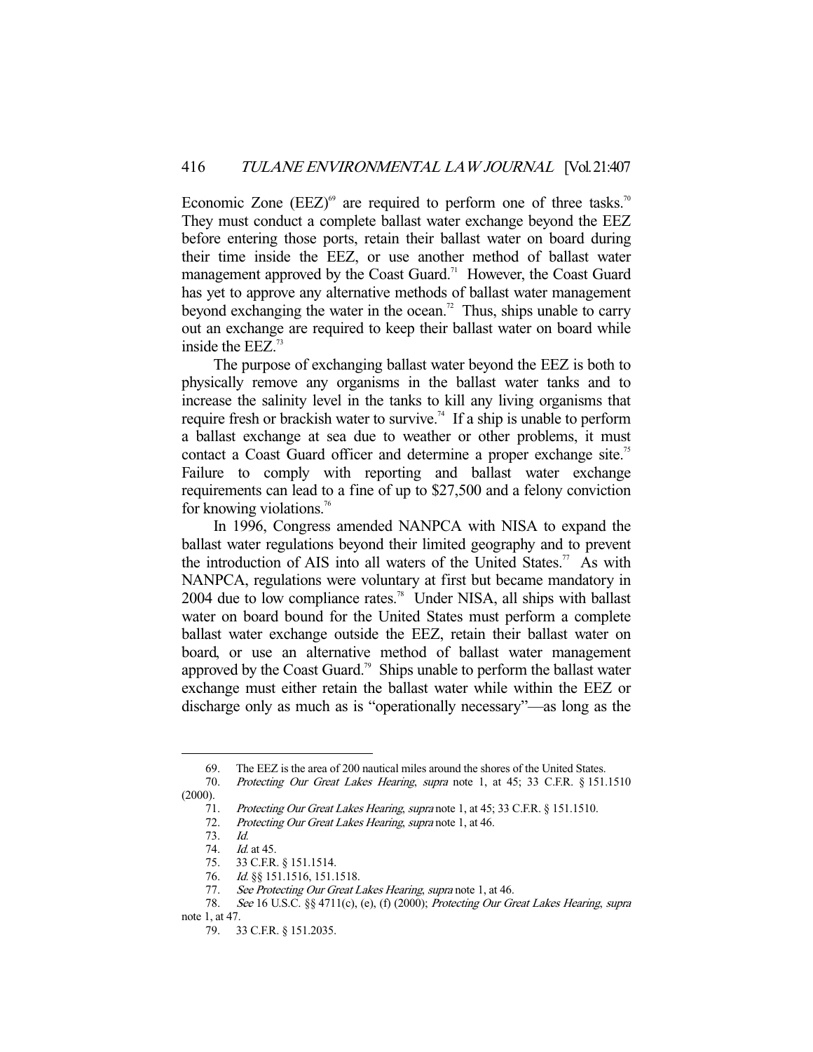Economic Zone (EEZ)[69] are required to perform one of three tasks.[70] They must conduct a complete ballast water exchange beyond the EEZ before entering those ports, retain their ballast water on board during their time inside the EEZ, or use another method of ballast water management approved by the Coast Guard.[71] However, the Coast Guard has yet to approve any alternative methods of ballast water management beyond exchanging the water in the ocean.[72] Thus, ships unable to carry out an exchange are required to keep their ballast water on board while inside the EEZ.[73]

The purpose of exchanging ballast water beyond the EEZ is both to physically remove any organisms in the ballast water tanks and to increase the salinity level in the tanks to kill any living organisms that require fresh or brackish water to survive.[74] If a ship is unable to perform a ballast exchange at sea due to weather or other problems, it must contact a Coast Guard officer and determine a proper exchange site.[75] Failure to comply with reporting and ballast water exchange requirements can lead to a fine of up to $27,500 and a felony conviction for knowing violations.[76]

In 1996, Congress amended NANPCA with NISA to expand the ballast water regulations beyond their limited geography and to prevent the introduction of AIS into all waters of the United States.[77] As with NANPCA, regulations were voluntary at first but became mandatory in 2004 due to low compliance rates.[78] Under NISA, all ships with ballast water on board bound for the United States must perform a complete ballast water exchange outside the EEZ, retain their ballast water on board, or use an alternative method of ballast water management approved by the Coast Guard.[79] Ships unable to perform the ballast water exchange must either retain the ballast water while within the EEZ or discharge only as much as is "operationally necessary"—as long as the

---

69. The EEZ is the area of 200 nautical miles around the shores of the United States.

70. *Protecting Our Great Lakes Hearing*, *supra* note 1, at 45; 33 C.F.R. § 151.1510 (2000).

71. *Protecting Our Great Lakes Hearing*, *supra* note 1, at 45; 33 C.F.R. § 151.1510.

72. *Protecting Our Great Lakes Hearing*, *supra* note 1, at 46.

73. *Id.*

74. *Id.* at 45.

75. 33 C.F.R. § 151.1514.

76. *Id.* §§ 151.1516, 151.1518.

77. *See Protecting Our Great Lakes Hearing*, *supra* note 1, at 46.

78. *See* 16 U.S.C. §§ 4711(c), (e), (f) (2000); *Protecting Our Great Lakes Hearing*, *supra* note 1, at 47.

79. 33 C.F.R. § 151.2035.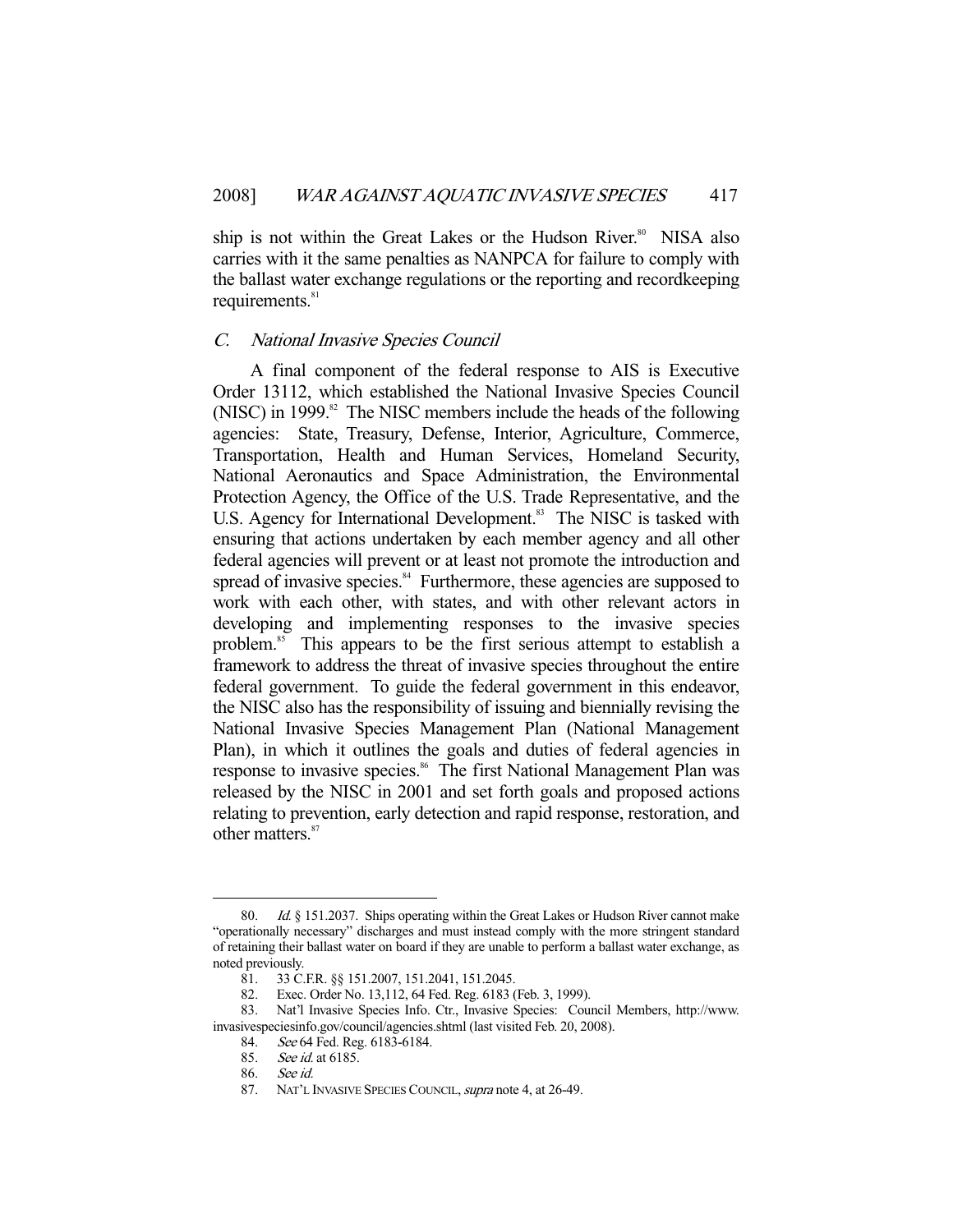ship is not within the Great Lakes or the Hudson River.[80] NISA also carries with it the same penalties as NANPCA for failure to comply with the ballast water exchange regulations or the reporting and recordkeeping requirements.[81]

### *C. National Invasive Species Council*

A final component of the federal response to AIS is Executive Order 13112, which established the National Invasive Species Council (NISC) in 1999.[82] The NISC members include the heads of the following agencies: State, Treasury, Defense, Interior, Agriculture, Commerce, Transportation, Health and Human Services, Homeland Security, National Aeronautics and Space Administration, the Environmental Protection Agency, the Office of the U.S. Trade Representative, and the U.S. Agency for International Development.[83] The NISC is tasked with ensuring that actions undertaken by each member agency and all other federal agencies will prevent or at least not promote the introduction and spread of invasive species.[84] Furthermore, these agencies are supposed to work with each other, with states, and with other relevant actors in developing and implementing responses to the invasive species problem.[85] This appears to be the first serious attempt to establish a framework to address the threat of invasive species throughout the entire federal government. To guide the federal government in this endeavor, the NISC also has the responsibility of issuing and biennially revising the National Invasive Species Management Plan (National Management Plan), in which it outlines the goals and duties of federal agencies in response to invasive species.[86] The first National Management Plan was released by the NISC in 2001 and set forth goals and proposed actions relating to prevention, early detection and rapid response, restoration, and other matters.[87]

---

80. *Id.* § 151.2037. Ships operating within the Great Lakes or Hudson River cannot make "operationally necessary" discharges and must instead comply with the more stringent standard of retaining their ballast water on board if they are unable to perform a ballast water exchange, as noted previously.

81. 33 C.F.R. §§ 151.2007, 151.2041, 151.2045.

82. Exec. Order No. 13,112, 64 Fed. Reg. 6183 (Feb. 3, 1999).

83. Nat'l Invasive Species Info. Ctr., Invasive Species: Council Members, http://www.invasivespeciesinfo.gov/council/agencies.shtml (last visited Feb. 20, 2008).

84. *See* 64 Fed. Reg. 6183-6184.

85. *See id.* at 6185.

86. *See id.*

87. NAT'L INVASIVE SPECIES COUNCIL, *supra* note 4, at 26-49.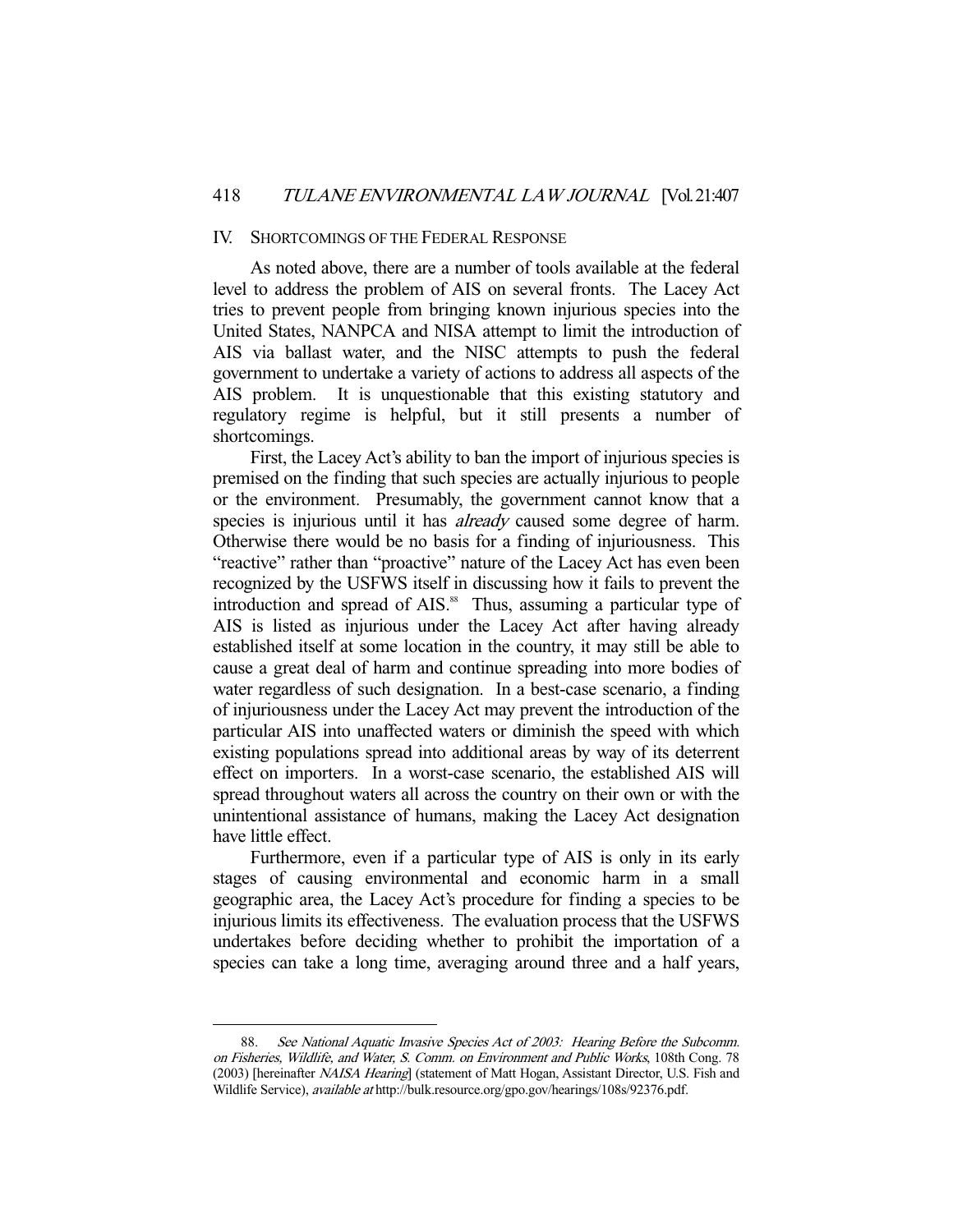## IV. SHORTCOMINGS OF THE FEDERAL RESPONSE

As noted above, there are a number of tools available at the federal level to address the problem of AIS on several fronts. The Lacey Act tries to prevent people from bringing known injurious species into the United States, NANPCA and NISA attempt to limit the introduction of AIS via ballast water, and the NISC attempts to push the federal government to undertake a variety of actions to address all aspects of the AIS problem. It is unquestionable that this existing statutory and regulatory regime is helpful, but it still presents a number of shortcomings.

First, the Lacey Act's ability to ban the import of injurious species is premised on the finding that such species are actually injurious to people or the environment. Presumably, the government cannot know that a species is injurious until it has *already* caused some degree of harm. Otherwise there would be no basis for a finding of injuriousness. This "reactive" rather than "proactive" nature of the Lacey Act has even been recognized by the USFWS itself in discussing how it fails to prevent the introduction and spread of AIS.[88] Thus, assuming a particular type of AIS is listed as injurious under the Lacey Act after having already established itself at some location in the country, it may still be able to cause a great deal of harm and continue spreading into more bodies of water regardless of such designation. In a best-case scenario, a finding of injuriousness under the Lacey Act may prevent the introduction of the particular AIS into unaffected waters or diminish the speed with which existing populations spread into additional areas by way of its deterrent effect on importers. In a worst-case scenario, the established AIS will spread throughout waters all across the country on their own or with the unintentional assistance of humans, making the Lacey Act designation have little effect.

Furthermore, even if a particular type of AIS is only in its early stages of causing environmental and economic harm in a small geographic area, the Lacey Act's procedure for finding a species to be injurious limits its effectiveness. The evaluation process that the USFWS undertakes before deciding whether to prohibit the importation of a species can take a long time, averaging around three and a half years,

---

88. *See National Aquatic Invasive Species Act of 2003: Hearing Before the Subcomm. on Fisheries, Wildlife, and Water, S. Comm. on Environment and Public Works*, 108th Cong. 78 (2003) [hereinafter *NAISA Hearing*] (statement of Matt Hogan, Assistant Director, U.S. Fish and Wildlife Service), *available at* http://bulk.resource.org/gpo.gov/hearings/108s/92376.pdf.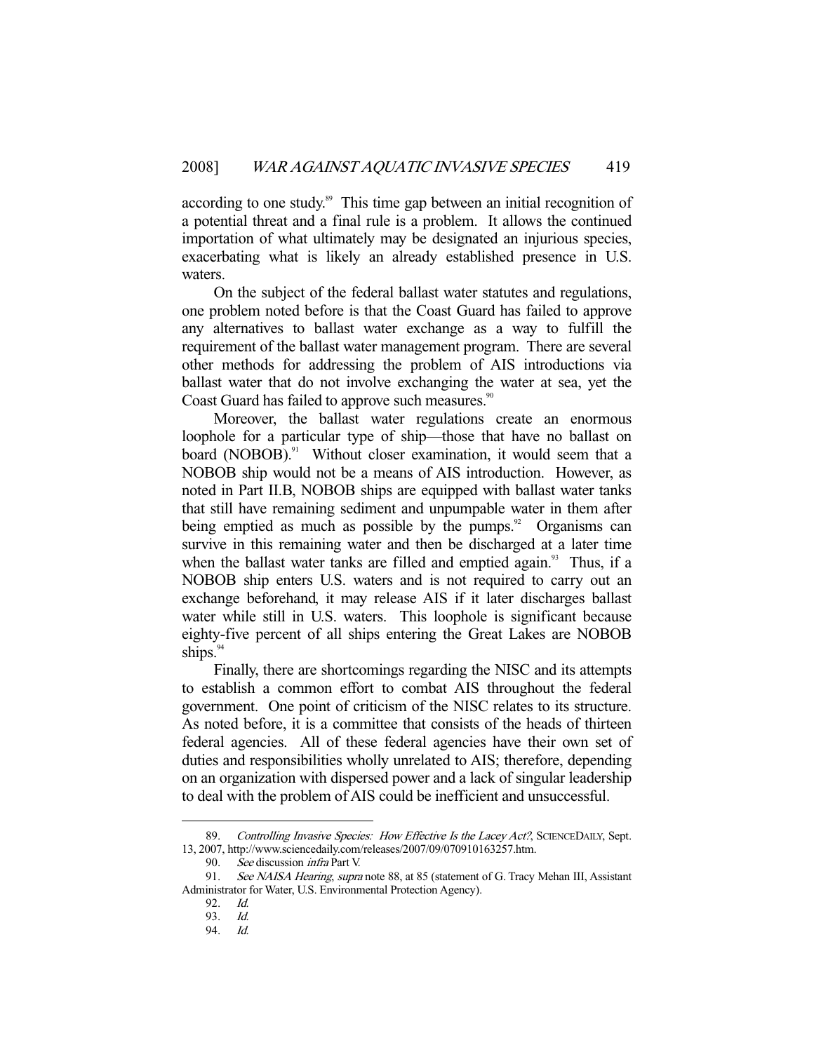according to one study.[89] This time gap between an initial recognition of a potential threat and a final rule is a problem. It allows the continued importation of what ultimately may be designated an injurious species, exacerbating what is likely an already established presence in U.S. waters.

On the subject of the federal ballast water statutes and regulations, one problem noted before is that the Coast Guard has failed to approve any alternatives to ballast water exchange as a way to fulfill the requirement of the ballast water management program. There are several other methods for addressing the problem of AIS introductions via ballast water that do not involve exchanging the water at sea, yet the Coast Guard has failed to approve such measures.[90]

Moreover, the ballast water regulations create an enormous loophole for a particular type of ship—those that have no ballast on board (NOBOB).[91] Without closer examination, it would seem that a NOBOB ship would not be a means of AIS introduction. However, as noted in Part II.B, NOBOB ships are equipped with ballast water tanks that still have remaining sediment and unpumpable water in them after being emptied as much as possible by the pumps.[92] Organisms can survive in this remaining water and then be discharged at a later time when the ballast water tanks are filled and emptied again.[93] Thus, if a NOBOB ship enters U.S. waters and is not required to carry out an exchange beforehand, it may release AIS if it later discharges ballast water while still in U.S. waters. This loophole is significant because eighty-five percent of all ships entering the Great Lakes are NOBOB ships.[94]

Finally, there are shortcomings regarding the NISC and its attempts to establish a common effort to combat AIS throughout the federal government. One point of criticism of the NISC relates to its structure. As noted before, it is a committee that consists of the heads of thirteen federal agencies. All of these federal agencies have their own set of duties and responsibilities wholly unrelated to AIS; therefore, depending on an organization with dispersed power and a lack of singular leadership to deal with the problem of AIS could be inefficient and unsuccessful.

---

89. *Controlling Invasive Species: How Effective Is the Lacey Act?*, SCIENCEDAILY, Sept. 13, 2007, http://www.sciencedaily.com/releases/2007/09/070910163257.htm.

90. *See* discussion *infra* Part V.

91. *See NAISA Hearing*, *supra* note 88, at 85 (statement of G. Tracy Mehan III, Assistant Administrator for Water, U.S. Environmental Protection Agency).

92. *Id.*

93. *Id.*

94. *Id.*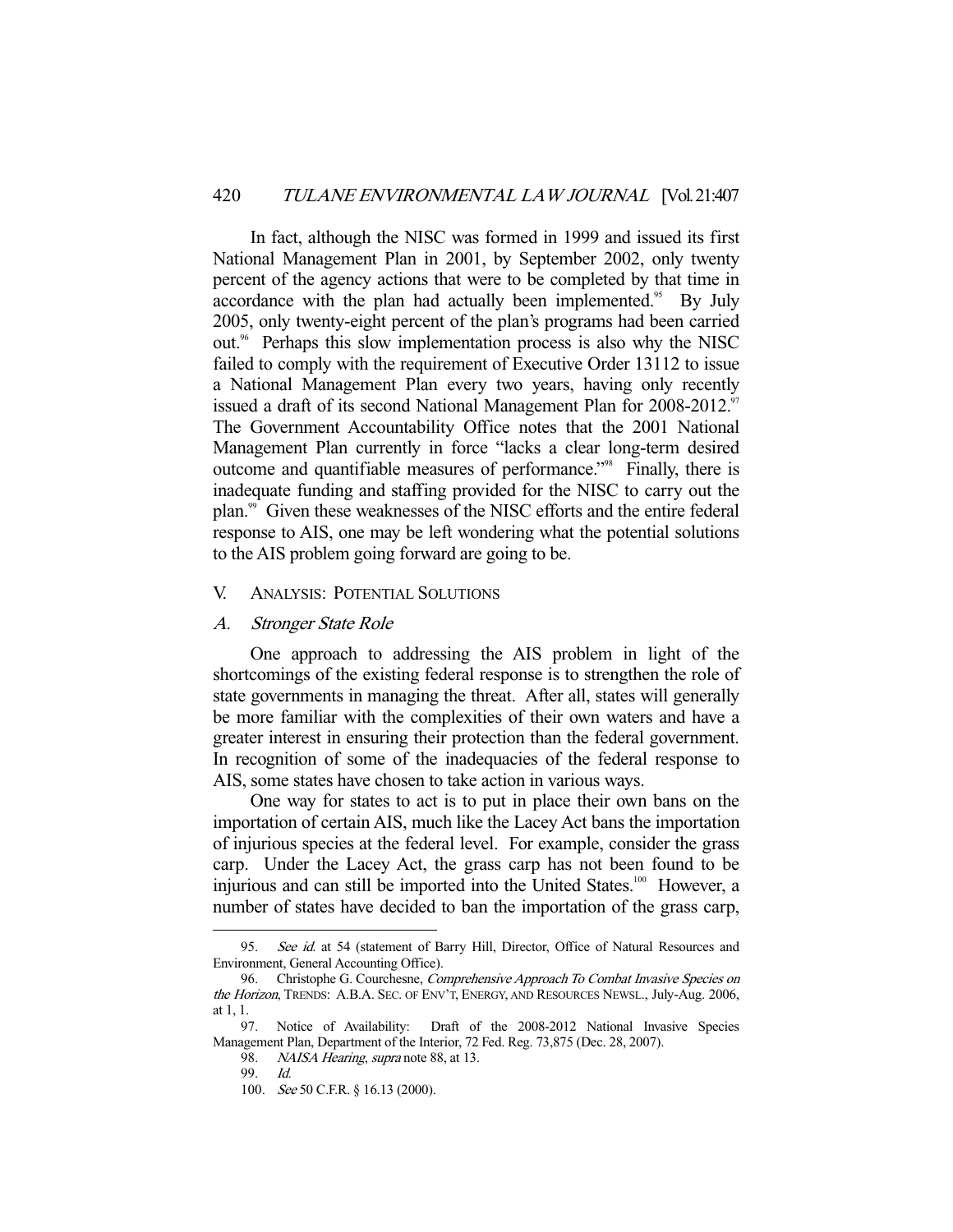In fact, although the NISC was formed in 1999 and issued its first National Management Plan in 2001, by September 2002, only twenty percent of the agency actions that were to be completed by that time in accordance with the plan had actually been implemented.[95] By July 2005, only twenty-eight percent of the plan's programs had been carried out.[96] Perhaps this slow implementation process is also why the NISC failed to comply with the requirement of Executive Order 13112 to issue a National Management Plan every two years, having only recently issued a draft of its second National Management Plan for 2008-2012.[97] The Government Accountability Office notes that the 2001 National Management Plan currently in force "lacks a clear long-term desired outcome and quantifiable measures of performance."[98] Finally, there is inadequate funding and staffing provided for the NISC to carry out the plan.[99] Given these weaknesses of the NISC efforts and the entire federal response to AIS, one may be left wondering what the potential solutions to the AIS problem going forward are going to be.

## V. Analysis: Potential Solutions

### A. *Stronger State Role*

One approach to addressing the AIS problem in light of the shortcomings of the existing federal response is to strengthen the role of state governments in managing the threat. After all, states will generally be more familiar with the complexities of their own waters and have a greater interest in ensuring their protection than the federal government. In recognition of some of the inadequacies of the federal response to AIS, some states have chosen to take action in various ways.

One way for states to act is to put in place their own bans on the importation of certain AIS, much like the Lacey Act bans the importation of injurious species at the federal level. For example, consider the grass carp. Under the Lacey Act, the grass carp has not been found to be injurious and can still be imported into the United States.[100] However, a number of states have decided to ban the importation of the grass carp,

---

95. *See id.* at 54 (statement of Barry Hill, Director, Office of Natural Resources and Environment, General Accounting Office).

96. Christophe G. Courchesne, *Comprehensive Approach To Combat Invasive Species on the Horizon*, TRENDS: A.B.A. SEC. OF ENV'T, ENERGY, AND RESOURCES NEWSL., July-Aug. 2006, at 1, 1.

97. Notice of Availability: Draft of the 2008-2012 National Invasive Species Management Plan, Department of the Interior, 72 Fed. Reg. 73,875 (Dec. 28, 2007).

98. *NAISA Hearing*, *supra* note 88, at 13.

99. *Id.*

100. *See* 50 C.F.R. § 16.13 (2000).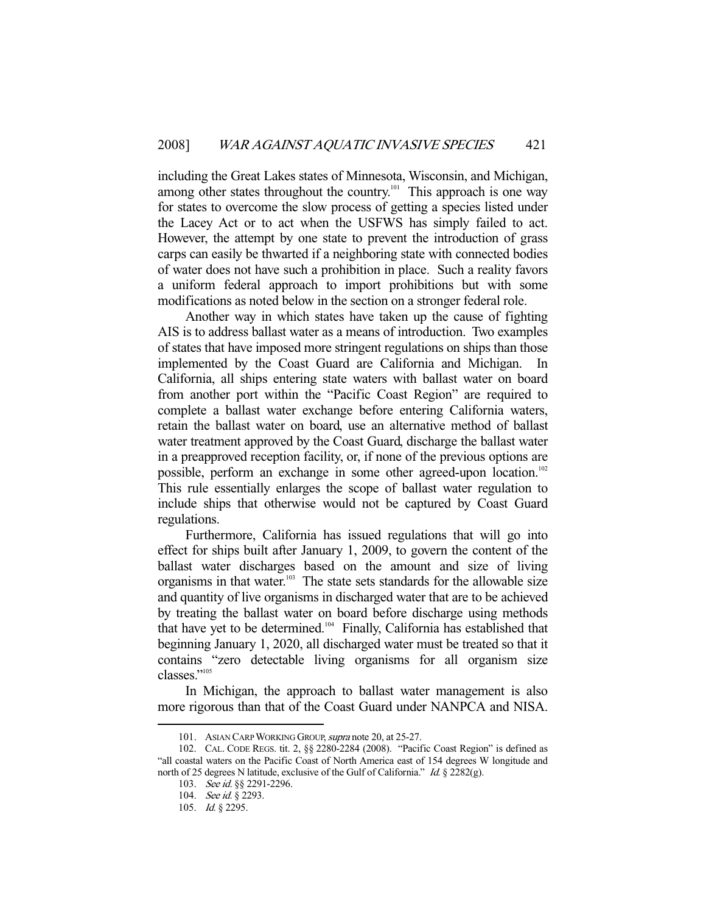including the Great Lakes states of Minnesota, Wisconsin, and Michigan, among other states throughout the country.[101] This approach is one way for states to overcome the slow process of getting a species listed under the Lacey Act or to act when the USFWS has simply failed to act. However, the attempt by one state to prevent the introduction of grass carps can easily be thwarted if a neighboring state with connected bodies of water does not have such a prohibition in place. Such a reality favors a uniform federal approach to import prohibitions but with some modifications as noted below in the section on a stronger federal role.

Another way in which states have taken up the cause of fighting AIS is to address ballast water as a means of introduction. Two examples of states that have imposed more stringent regulations on ships than those implemented by the Coast Guard are California and Michigan. In California, all ships entering state waters with ballast water on board from another port within the "Pacific Coast Region" are required to complete a ballast water exchange before entering California waters, retain the ballast water on board, use an alternative method of ballast water treatment approved by the Coast Guard, discharge the ballast water in a preapproved reception facility, or, if none of the previous options are possible, perform an exchange in some other agreed-upon location.[102] This rule essentially enlarges the scope of ballast water regulation to include ships that otherwise would not be captured by Coast Guard regulations.

Furthermore, California has issued regulations that will go into effect for ships built after January 1, 2009, to govern the content of the ballast water discharges based on the amount and size of living organisms in that water.[103] The state sets standards for the allowable size and quantity of live organisms in discharged water that are to be achieved by treating the ballast water on board before discharge using methods that have yet to be determined.[104] Finally, California has established that beginning January 1, 2020, all discharged water must be treated so that it contains "zero detectable living organisms for all organism size classes."[105]

In Michigan, the approach to ballast water management is also more rigorous than that of the Coast Guard under NANPCA and NISA.

---

101. ASIAN CARP WORKING GROUP, *supra* note 20, at 25-27.

102. CAL. CODE REGS. tit. 2, §§ 2280-2284 (2008). "Pacific Coast Region" is defined as "all coastal waters on the Pacific Coast of North America east of 154 degrees W longitude and north of 25 degrees N latitude, exclusive of the Gulf of California." *Id.* § 2282(g).

103. *See id.* §§ 2291-2296.

104. *See id.* § 2293.

105. *Id.* § 2295.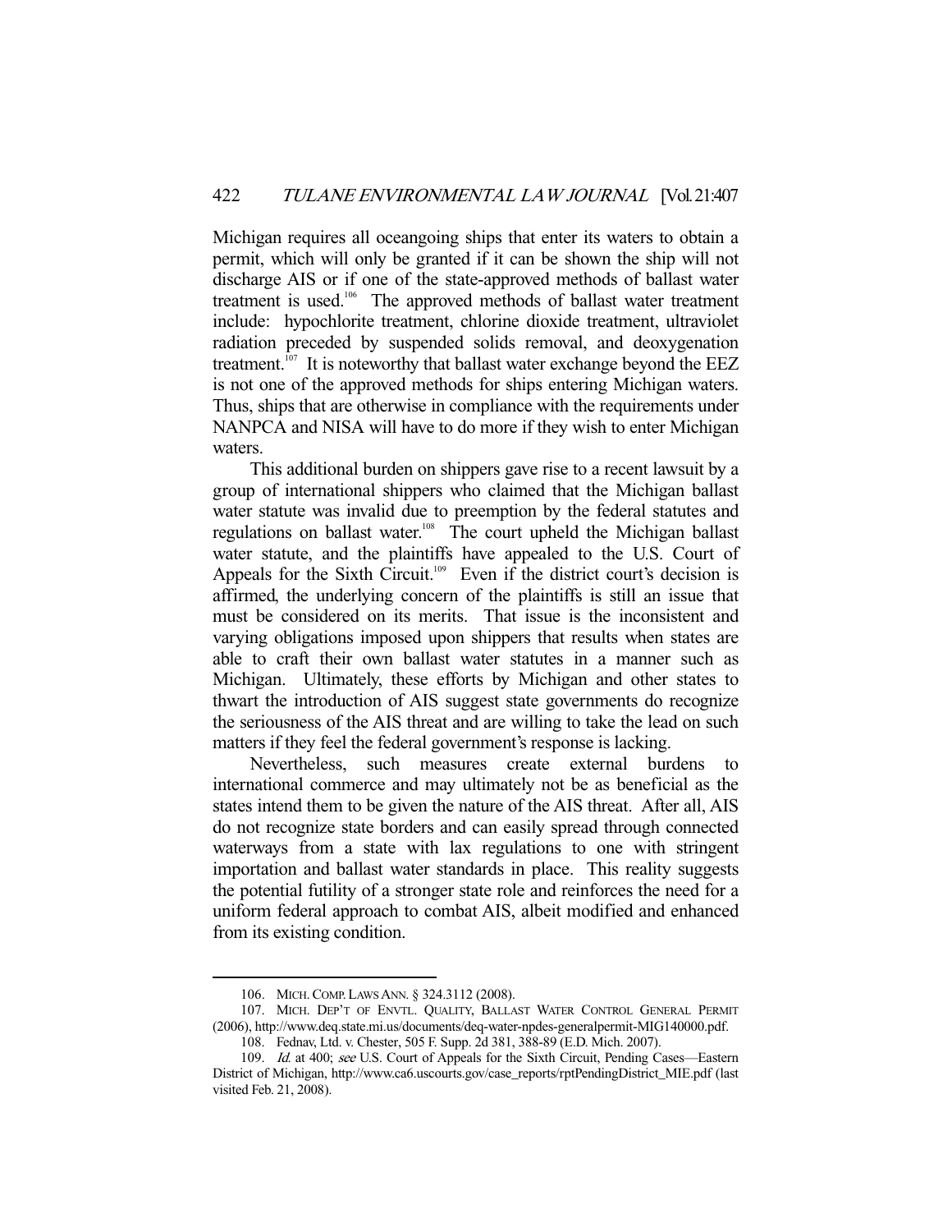Michigan requires all oceangoing ships that enter its waters to obtain a permit, which will only be granted if it can be shown the ship will not discharge AIS or if one of the state-approved methods of ballast water treatment is used.[106] The approved methods of ballast water treatment include: hypochlorite treatment, chlorine dioxide treatment, ultraviolet radiation preceded by suspended solids removal, and deoxygenation treatment.[107] It is noteworthy that ballast water exchange beyond the EEZ is not one of the approved methods for ships entering Michigan waters. Thus, ships that are otherwise in compliance with the requirements under NANPCA and NISA will have to do more if they wish to enter Michigan waters.

This additional burden on shippers gave rise to a recent lawsuit by a group of international shippers who claimed that the Michigan ballast water statute was invalid due to preemption by the federal statutes and regulations on ballast water.[108] The court upheld the Michigan ballast water statute, and the plaintiffs have appealed to the U.S. Court of Appeals for the Sixth Circuit.[109] Even if the district court's decision is affirmed, the underlying concern of the plaintiffs is still an issue that must be considered on its merits. That issue is the inconsistent and varying obligations imposed upon shippers that results when states are able to craft their own ballast water statutes in a manner such as Michigan. Ultimately, these efforts by Michigan and other states to thwart the introduction of AIS suggest state governments do recognize the seriousness of the AIS threat and are willing to take the lead on such matters if they feel the federal government's response is lacking.

Nevertheless, such measures create external burdens to international commerce and may ultimately not be as beneficial as the states intend them to be given the nature of the AIS threat. After all, AIS do not recognize state borders and can easily spread through connected waterways from a state with lax regulations to one with stringent importation and ballast water standards in place. This reality suggests the potential futility of a stronger state role and reinforces the need for a uniform federal approach to combat AIS, albeit modified and enhanced from its existing condition.

---

106. MICH. COMP. LAWS ANN. § 324.3112 (2008).

107. MICH. DEP'T OF ENVTL. QUALITY, BALLAST WATER CONTROL GENERAL PERMIT (2006), http://www.deq.state.mi.us/documents/deq-water-npdes-generalpermit-MIG140000.pdf.

108. Fednav, Ltd. v. Chester, 505 F. Supp. 2d 381, 388-89 (E.D. Mich. 2007).

109. *Id.* at 400; *see* U.S. Court of Appeals for the Sixth Circuit, Pending Cases—Eastern District of Michigan, http://www.ca6.uscourts.gov/case_reports/rptPendingDistrict_MIE.pdf (last visited Feb. 21, 2008).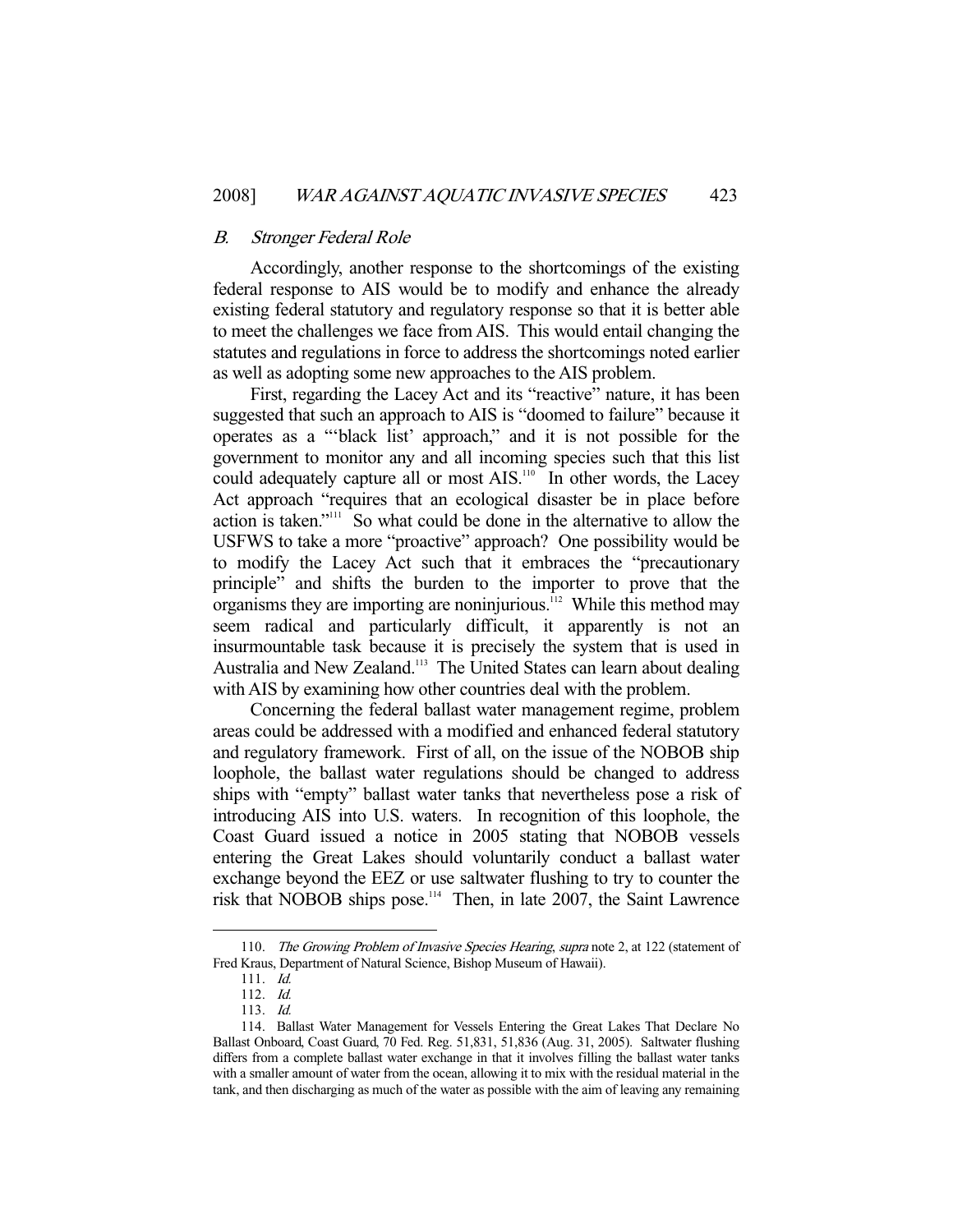### *B. Stronger Federal Role*

Accordingly, another response to the shortcomings of the existing federal response to AIS would be to modify and enhance the already existing federal statutory and regulatory response so that it is better able to meet the challenges we face from AIS. This would entail changing the statutes and regulations in force to address the shortcomings noted earlier as well as adopting some new approaches to the AIS problem.

First, regarding the Lacey Act and its "reactive" nature, it has been suggested that such an approach to AIS is "doomed to failure" because it operates as a "'black list' approach," and it is not possible for the government to monitor any and all incoming species such that this list could adequately capture all or most AIS.[110] In other words, the Lacey Act approach "requires that an ecological disaster be in place before action is taken."[111] So what could be done in the alternative to allow the USFWS to take a more "proactive" approach? One possibility would be to modify the Lacey Act such that it embraces the "precautionary principle" and shifts the burden to the importer to prove that the organisms they are importing are noninjurious.[112] While this method may seem radical and particularly difficult, it apparently is not an insurmountable task because it is precisely the system that is used in Australia and New Zealand.[113] The United States can learn about dealing with AIS by examining how other countries deal with the problem.

Concerning the federal ballast water management regime, problem areas could be addressed with a modified and enhanced federal statutory and regulatory framework. First of all, on the issue of the NOBOB ship loophole, the ballast water regulations should be changed to address ships with "empty" ballast water tanks that nevertheless pose a risk of introducing AIS into U.S. waters. In recognition of this loophole, the Coast Guard issued a notice in 2005 stating that NOBOB vessels entering the Great Lakes should voluntarily conduct a ballast water exchange beyond the EEZ or use saltwater flushing to try to counter the risk that NOBOB ships pose.[114] Then, in late 2007, the Saint Lawrence

---

110. *The Growing Problem of Invasive Species Hearing*, *supra* note 2, at 122 (statement of Fred Kraus, Department of Natural Science, Bishop Museum of Hawaii).

111. *Id.*

112. *Id.*

113. *Id.*

114. Ballast Water Management for Vessels Entering the Great Lakes That Declare No Ballast Onboard, Coast Guard, 70 Fed. Reg. 51,831, 51,836 (Aug. 31, 2005). Saltwater flushing differs from a complete ballast water exchange in that it involves filling the ballast water tanks with a smaller amount of water from the ocean, allowing it to mix with the residual material in the tank, and then discharging as much of the water as possible with the aim of leaving any remaining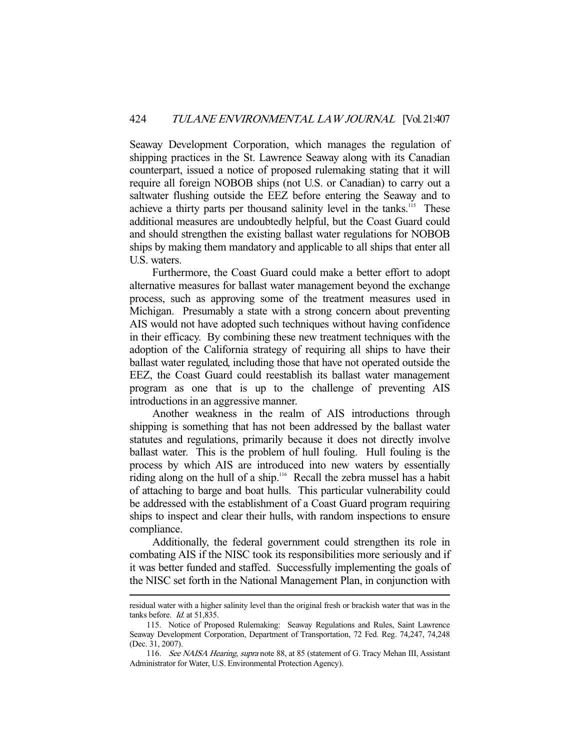Seaway Development Corporation, which manages the regulation of shipping practices in the St. Lawrence Seaway along with its Canadian counterpart, issued a notice of proposed rulemaking stating that it will require all foreign NOBOB ships (not U.S. or Canadian) to carry out a saltwater flushing outside the EEZ before entering the Seaway and to achieve a thirty parts per thousand salinity level in the tanks.[115] These additional measures are undoubtedly helpful, but the Coast Guard could and should strengthen the existing ballast water regulations for NOBOB ships by making them mandatory and applicable to all ships that enter all U.S. waters.

Furthermore, the Coast Guard could make a better effort to adopt alternative measures for ballast water management beyond the exchange process, such as approving some of the treatment measures used in Michigan. Presumably a state with a strong concern about preventing AIS would not have adopted such techniques without having confidence in their efficacy. By combining these new treatment techniques with the adoption of the California strategy of requiring all ships to have their ballast water regulated, including those that have not operated outside the EEZ, the Coast Guard could reestablish its ballast water management program as one that is up to the challenge of preventing AIS introductions in an aggressive manner.

Another weakness in the realm of AIS introductions through shipping is something that has not been addressed by the ballast water statutes and regulations, primarily because it does not directly involve ballast water. This is the problem of hull fouling. Hull fouling is the process by which AIS are introduced into new waters by essentially riding along on the hull of a ship.[116] Recall the zebra mussel has a habit of attaching to barge and boat hulls. This particular vulnerability could be addressed with the establishment of a Coast Guard program requiring ships to inspect and clear their hulls, with random inspections to ensure compliance.

Additionally, the federal government could strengthen its role in combating AIS if the NISC took its responsibilities more seriously and if it was better funded and staffed. Successfully implementing the goals of the NISC set forth in the National Management Plan, in conjunction with

---

residual water with a higher salinity level than the original fresh or brackish water that was in the tanks before. *Id.* at 51,835.

115. Notice of Proposed Rulemaking: Seaway Regulations and Rules, Saint Lawrence Seaway Development Corporation, Department of Transportation, 72 Fed. Reg. 74,247, 74,248 (Dec. 31, 2007).

116. *See NAISA Hearing*, *supra* note 88, at 85 (statement of G. Tracy Mehan III, Assistant Administrator for Water, U.S. Environmental Protection Agency).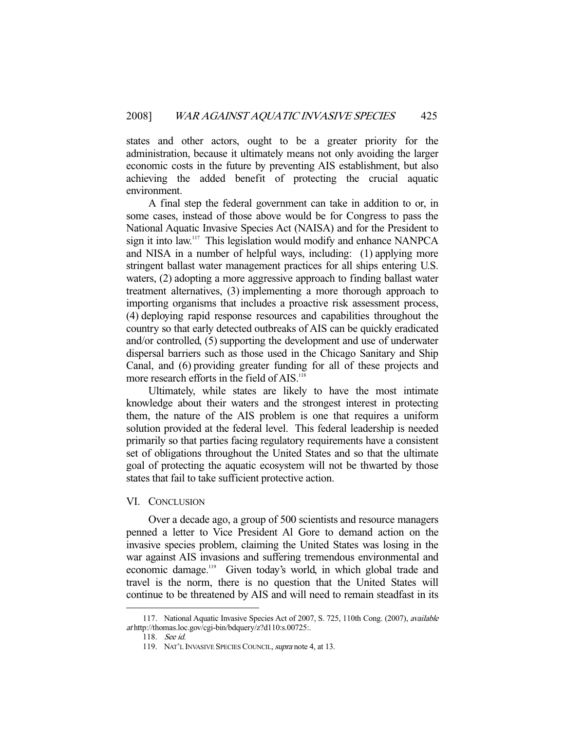states and other actors, ought to be a greater priority for the administration, because it ultimately means not only avoiding the larger economic costs in the future by preventing AIS establishment, but also achieving the added benefit of protecting the crucial aquatic environment.

A final step the federal government can take in addition to or, in some cases, instead of those above would be for Congress to pass the National Aquatic Invasive Species Act (NAISA) and for the President to sign it into law.[117] This legislation would modify and enhance NANPCA and NISA in a number of helpful ways, including: (1) applying more stringent ballast water management practices for all ships entering U.S. waters, (2) adopting a more aggressive approach to finding ballast water treatment alternatives, (3) implementing a more thorough approach to importing organisms that includes a proactive risk assessment process, (4) deploying rapid response resources and capabilities throughout the country so that early detected outbreaks of AIS can be quickly eradicated and/or controlled, (5) supporting the development and use of underwater dispersal barriers such as those used in the Chicago Sanitary and Ship Canal, and (6) providing greater funding for all of these projects and more research efforts in the field of AIS.[118]

Ultimately, while states are likely to have the most intimate knowledge about their waters and the strongest interest in protecting them, the nature of the AIS problem is one that requires a uniform solution provided at the federal level. This federal leadership is needed primarily so that parties facing regulatory requirements have a consistent set of obligations throughout the United States and so that the ultimate goal of protecting the aquatic ecosystem will not be thwarted by those states that fail to take sufficient protective action.

## VI. CONCLUSION

Over a decade ago, a group of 500 scientists and resource managers penned a letter to Vice President Al Gore to demand action on the invasive species problem, claiming the United States was losing in the war against AIS invasions and suffering tremendous environmental and economic damage.[119] Given today's world, in which global trade and travel is the norm, there is no question that the United States will continue to be threatened by AIS and will need to remain steadfast in its

---

117. National Aquatic Invasive Species Act of 2007, S. 725, 110th Cong. (2007), *available at* http://thomas.loc.gov/cgi-bin/bdquery/z?d110:s.00725:.

118. *See id.*

119. NAT'L INVASIVE SPECIES COUNCIL, *supra* note 4, at 13.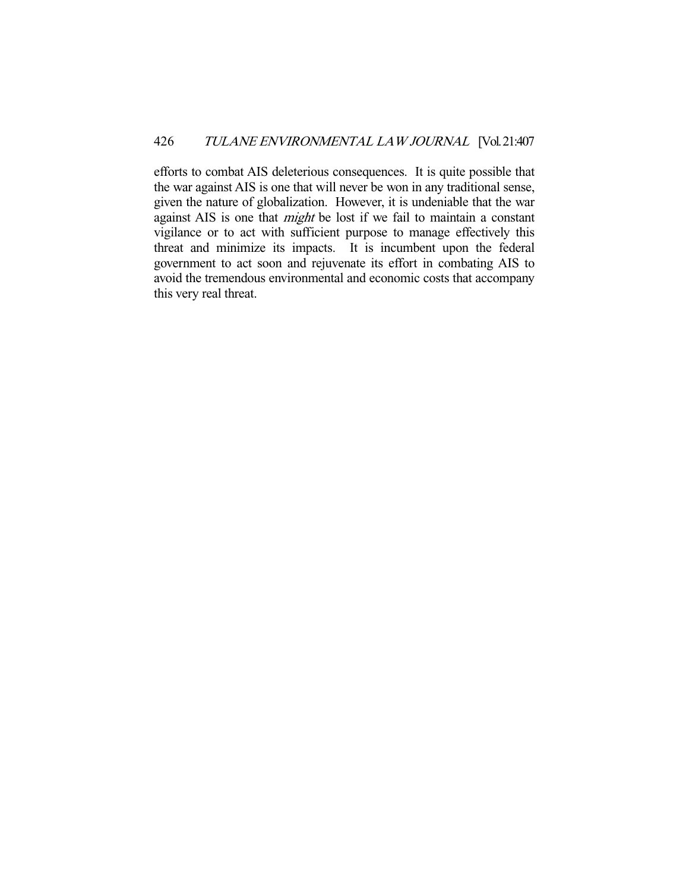efforts to combat AIS deleterious consequences. It is quite possible that the war against AIS is one that will never be won in any traditional sense, given the nature of globalization. However, it is undeniable that the war against AIS is one that *might* be lost if we fail to maintain a constant vigilance or to act with sufficient purpose to manage effectively this threat and minimize its impacts. It is incumbent upon the federal government to act soon and rejuvenate its effort in combating AIS to avoid the tremendous environmental and economic costs that accompany this very real threat.